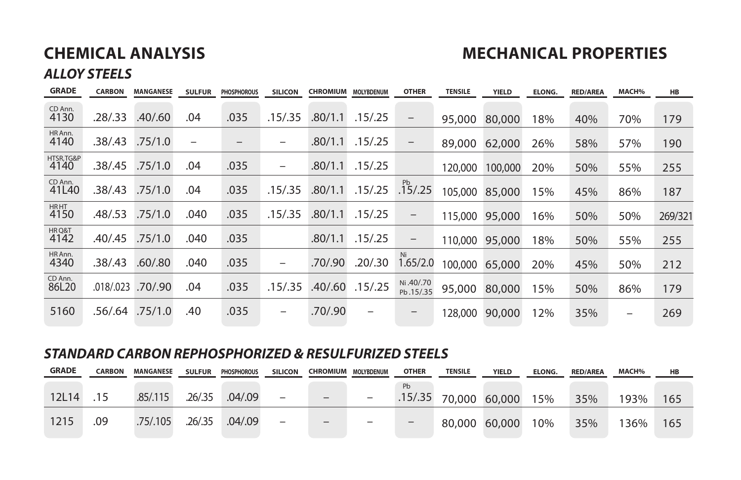# CHEMICAL ANALYSIS

# MECHANICAL PROPERTIES

## *ALLOY STEELS*

| GRADE | CARBON | MANGANESE | SULFUR | PHOSPHOROUS | SILICON | CHROMIUM | MOLYBDENUM | OTHER | TENSILE | YIELD | ELONG. | RED/AREA | MACH% | HB |
|---|---|---|---|---|---|---|---|---|---|---|---|---|---|---|
| CD Ann. 4130 | .28/.33 | .40/.60 | .04 | .035 | .15/.35 | .80/1.1 | .15/.25 | – | 95,000 | 80,000 | 18% | 40% | 70% | 179 |
| HR Ann. 4140 | .38/.43 | .75/1.0 | – | – | – | .80/1.1 | .15/.25 | – | 89,000 | 62,000 | 26% | 58% | 57% | 190 |
| HTSR,TG&P 4140 | .38/.45 | .75/1.0 | .04 | .035 | – | .80/1.1 | .15/.25 | | 120,000 | 100,000 | 20% | 50% | 55% | 255 |
| CD Ann. 41L40 | .38/.43 | .75/1.0 | .04 | .035 | .15/.35 | .80/1.1 | .15/.25 | Pb .15/.25 | 105,000 | 85,000 | 15% | 45% | 86% | 187 |
| HR HT 4150 | .48/.53 | .75/1.0 | .040 | .035 | .15/.35 | .80/1.1 | .15/.25 | – | 115,000 | 95,000 | 16% | 50% | 50% | 269/321 |
| HR Q&T 4142 | .40/.45 | .75/1.0 | .040 | .035 | | .80/1.1 | .15/.25 | – | 110,000 | 95,000 | 18% | 50% | 55% | 255 |
| HR Ann. 4340 | .38/.43 | .60/.80 | .040 | .035 | – | .70/.90 | .20/.30 | Ni 1.65/2.0 | 100,000 | 65,000 | 20% | 45% | 50% | 212 |
| CD Ann. 86L20 | .018/.023 | .70/.90 | .04 | .035 | .15/.35 | .40/.60 | .15/.25 | Ni .40/.70 Pb .15/.35 | 95,000 | 80,000 | 15% | 50% | 86% | 179 |
| 5160 | .56/.64 | .75/1.0 | .40 | .035 | – | .70/.90 | – | – | 128,000 | 90,000 | 12% | 35% | – | 269 |

## *STANDARD CARBON REPHOSPHORIZED & RESULFURIZED STEELS*

| GRADE | CARBON | MANGANESE | SULFUR | PHOSPHOROUS | SILICON | CHROMIUM | MOLYBDENUM | OTHER | TENSILE | YIELD | ELONG. | RED/AREA | MACH% | HB |
|---|---|---|---|---|---|---|---|---|---|---|---|---|---|---|
| 12L14 | .15 | .85/.115 | .26/.35 | .04/.09 | – | – | – | Pb .15/.35 | 70,000 | 60,000 | 15% | 35% | 193% | 165 |
| 1215 | .09 | .75/.105 | .26/.35 | .04/.09 | – | – | – | – | 80,000 | 60,000 | 10% | 35% | 136% | 165 |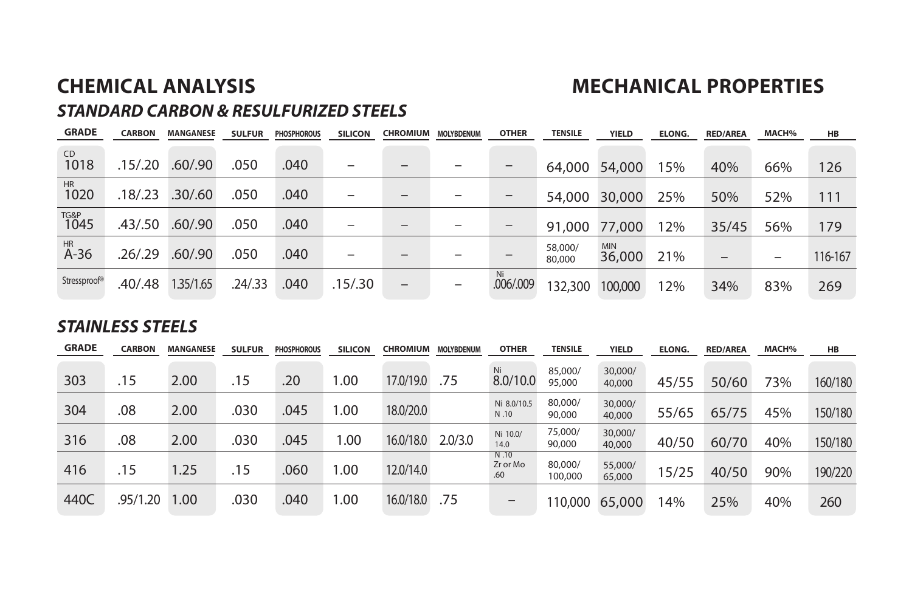## CHEMICAL ANALYSIS

## MECHANICAL PROPERTIES

### *STANDARD CARBON & RESULFURIZED STEELS*

| GRADE | CARBON | MANGANESE | SULFUR | PHOSPHOROUS | SILICON | CHROMIUM | MOLYBDENUM | OTHER | TENSILE | YIELD | ELONG. | RED/AREA | MACH% | HB |
|---|---|---|---|---|---|---|---|---|---|---|---|---|---|---|
| CD 1018 | .15/.20 | .60/.90 | .050 | .040 | – | – | – | – | 64,000 | 54,000 | 15% | 40% | 66% | 126 |
| HR 1020 | .18/.23 | .30/.60 | .050 | .040 | – | – | – | – | 54,000 | 30,000 | 25% | 50% | 52% | 111 |
| TG&P 1045 | .43/.50 | .60/.90 | .050 | .040 | – | – | – | – | 91,000 | 77,000 | 12% | 35/45 | 56% | 179 |
| HR A-36 | .26/.29 | .60/.90 | .050 | .040 | – | – | – | – | 58,000/ 80,000 | MIN 36,000 | 21% | – | – | 116-167 |
| Stressproof® | .40/.48 | 1.35/1.65 | .24/.33 | .040 | .15/.30 | – | – | Ni .006/.009 | 132,300 | 100,000 | 12% | 34% | 83% | 269 |

### *STAINLESS STEELS*

| GRADE | CARBON | MANGANESE | SULFUR | PHOSPHOROUS | SILICON | CHROMIUM | MOLYBDENUM | OTHER | TENSILE | YIELD | ELONG. | RED/AREA | MACH% | HB |
|---|---|---|---|---|---|---|---|---|---|---|---|---|---|---|
| 303 | .15 | 2.00 | .15 | .20 | 1.00 | 17.0/19.0 | .75 | Ni 8.0/10.0 | 85,000/ 95,000 | 30,000/ 40,000 | 45/55 | 50/60 | 73% | 160/180 |
| 304 | .08 | 2.00 | .030 | .045 | 1.00 | 18.0/20.0 | | Ni 8.0/10.5 N .10 | 80,000/ 90,000 | 30,000/ 40,000 | 55/65 | 65/75 | 45% | 150/180 |
| 316 | .08 | 2.00 | .030 | .045 | 1.00 | 16.0/18.0 | 2.0/3.0 | Ni 10.0/ 14.0 N .10 | 75,000/ 90,000 | 30,000/ 40,000 | 40/50 | 60/70 | 40% | 150/180 |
| 416 | .15 | 1.25 | .15 | .060 | 1.00 | 12.0/14.0 | | Zr or Mo .60 | 80,000/ 100,000 | 55,000/ 65,000 | 15/25 | 40/50 | 90% | 190/220 |
| 440C | .95/1.20 | 1.00 | .030 | .040 | 1.00 | 16.0/18.0 | .75 | – | 110,000 | 65,000 | 14% | 25% | 40% | 260 |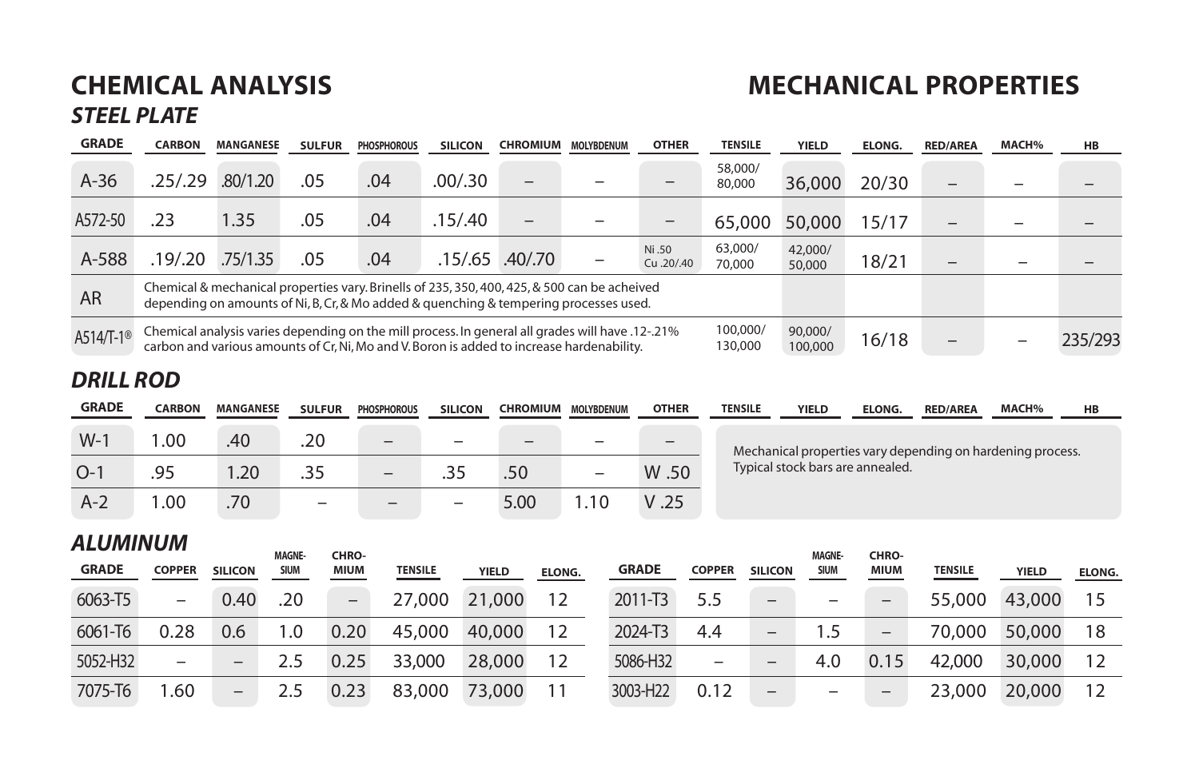# CHEMICAL ANALYSIS

# MECHANICAL PROPERTIES

## STEEL PLATE

| GRADE | CARBON | MANGANESE | SULFUR | PHOSPHOROUS | SILICON | CHROMIUM | MOLYBDENUM | OTHER | TENSILE | YIELD | ELONG. | RED/AREA | MACH% | HB |
|---|---|---|---|---|---|---|---|---|---|---|---|---|---|---|
| A-36 | .25/.29 | .80/1.20 | .05 | .04 | .00/.30 | – | – | – | 58,000/ 80,000 | 36,000 | 20/30 | – | – | – |
| A572-50 | .23 | 1.35 | .05 | .04 | .15/.40 | – | – | – | 65,000 | 50,000 | 15/17 | – | – | – |
| A-588 | .19/.20 | .75/1.35 | .05 | .04 | .15/.65 | .40/.70 | – | Ni .50 Cu .20/.40 | 63,000/ 70,000 | 42,000/ 50,000 | 18/21 | – | – | – |
| AR | Chemical & mechanical properties vary. Brinells of 235, 350, 400, 425, & 500 can be acheived depending on amounts of Ni, B, Cr, & Mo added & quenching & tempering processes used. | | | | | | | | | | | | | |
| A514/T-1® | Chemical analysis varies depending on the mill process. In general all grades will have .12-.21% carbon and various amounts of Cr, Ni, Mo and V. Boron is added to increase hardenability. | | | | | | | | 100,000/ 130,000 | 90,000/ 100,000 | 16/18 | – | – | 235/293 |

## DRILL ROD

| GRADE | CARBON | MANGANESE | SULFUR | PHOSPHOROUS | SILICON | CHROMIUM | MOLYBDENUM | OTHER | TENSILE | YIELD | ELONG. | RED/AREA | MACH% | HB |
|---|---|---|---|---|---|---|---|---|---|---|---|---|---|---|
| W-1 | 1.00 | .40 | .20 | – | – | – | – | – | Mechanical properties vary depending on hardening process. Typical stock bars are annealed. | | | | | |
| O-1 | .95 | 1.20 | .35 | – | .35 | .50 | – | W .50 | | | | | | |
| A-2 | 1.00 | .70 | – | – | – | 5.00 | 1.10 | V .25 | | | | | | |

## ALUMINUM

| GRADE | COPPER | SILICON | MAGNESIUM | CHROMIUM | TENSILE | YIELD | ELONG. |
|---|---|---|---|---|---|---|---|
| 6063-T5 | – | 0.40 | .20 | – | 27,000 | 21,000 | 12 |
| 6061-T6 | 0.28 | 0.6 | 1.0 | 0.20 | 45,000 | 40,000 | 12 |
| 5052-H32 | – | – | 2.5 | 0.25 | 33,000 | 28,000 | 12 |
| 7075-T6 | 1.60 | – | 2.5 | 0.23 | 83,000 | 73,000 | 11 |
| 2011-T3 | 5.5 | – | – | – | 55,000 | 43,000 | 15 |
| 2024-T3 | 4.4 | – | 1.5 | – | 70,000 | 50,000 | 18 |
| 5086-H32 | – | – | 4.0 | 0.15 | 42,000 | 30,000 | 12 |
| 3003-H22 | 0.12 | – | – | – | 23,000 | 20,000 | 12 |